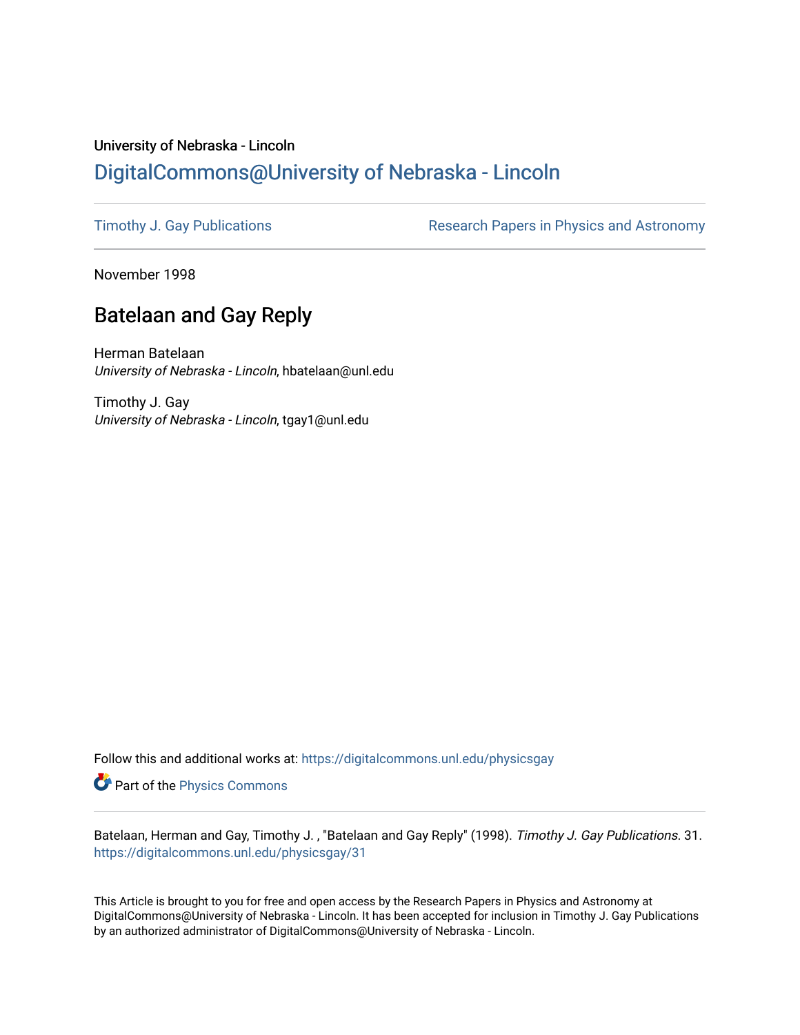University of Nebraska - Lincoln

## DigitalCommons@University of Nebraska - Lincoln

Timothy J. Gay Publications

Research Papers in Physics and Astronomy

November 1998

# Batelaan and Gay Reply

Herman Batelaan
*University of Nebraska - Lincoln*, hbatelaan@unl.edu

Timothy J. Gay
*University of Nebraska - Lincoln*, tgay1@unl.edu

Follow this and additional works at: https://digitalcommons.unl.edu/physicsgay

Part of the Physics Commons

Batelaan, Herman and Gay, Timothy J. , "Batelaan and Gay Reply" (1998). *Timothy J. Gay Publications*. 31.
https://digitalcommons.unl.edu/physicsgay/31

This Article is brought to you for free and open access by the Research Papers in Physics and Astronomy at DigitalCommons@University of Nebraska - Lincoln. It has been accepted for inclusion in Timothy J. Gay Publications by an authorized administrator of DigitalCommons@University of Nebraska - Lincoln.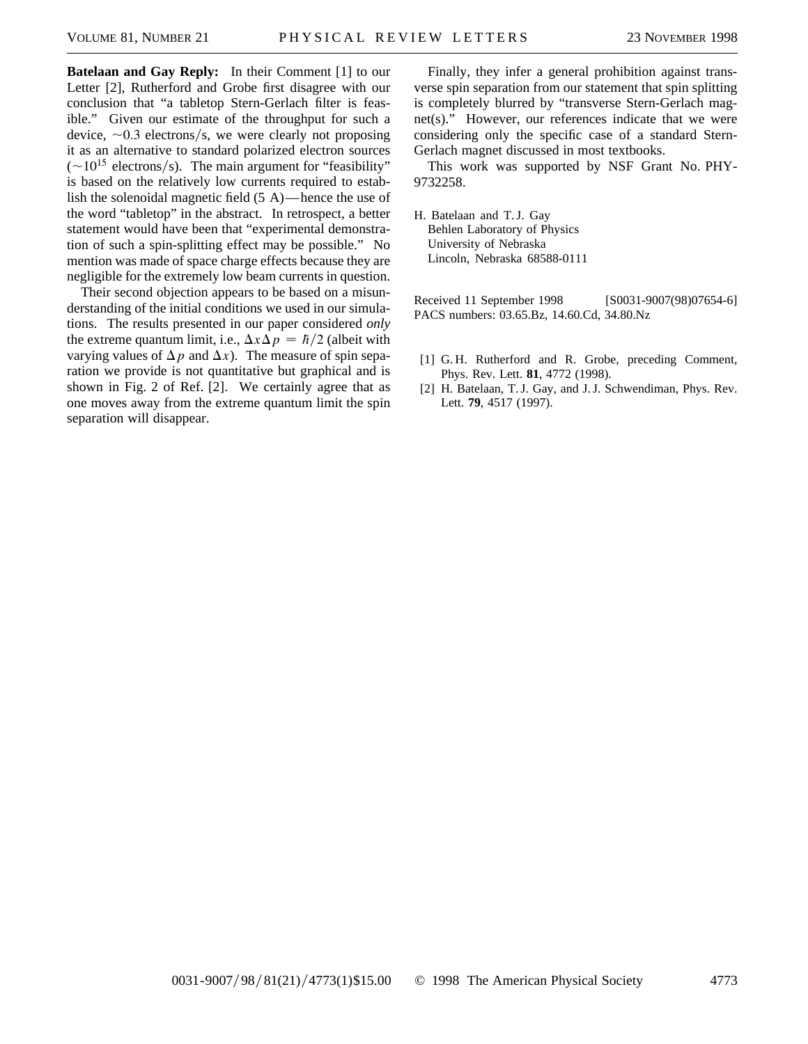**Batelaan and Gay Reply:** In their Comment [1] to our Letter [2], Rutherford and Grobe first disagree with our conclusion that "a tabletop Stern-Gerlach filter is feasible." Given our estimate of the throughput for such a device, $\sim 0.3$ electrons/s, we were clearly not proposing it as an alternative to standard polarized electron sources ($\sim 10^{15}$ electrons/s). The main argument for "feasibility" is based on the relatively low currents required to establish the solenoidal magnetic field (5 A)—hence the use of the word "tabletop" in the abstract. In retrospect, a better statement would have been that "experimental demonstration of such a spin-splitting effect may be possible." No mention was made of space charge effects because they are negligible for the extremely low beam currents in question.

Their second objection appears to be based on a misunderstanding of the initial conditions we used in our simulations. The results presented in our paper considered *only* the extreme quantum limit, i.e., $\Delta x \Delta p = \hbar/2$ (albeit with varying values of $\Delta p$ and $\Delta x$). The measure of spin separation we provide is not quantitative but graphical and is shown in Fig. 2 of Ref. [2]. We certainly agree that as one moves away from the extreme quantum limit the spin separation will disappear.

Finally, they infer a general prohibition against transverse spin separation from our statement that spin splitting is completely blurred by "transverse Stern-Gerlach magnet(s)." However, our references indicate that we were considering only the specific case of a standard Stern-Gerlach magnet discussed in most textbooks.

This work was supported by NSF Grant No. PHY-9732258.

H. Batelaan and T. J. Gay
Behlen Laboratory of Physics
University of Nebraska
Lincoln, Nebraska 68588-0111

Received 11 September 1998 [S0031-9007(98)07654-6]
PACS numbers: 03.65.Bz, 14.60.Cd, 34.80.Nz

[1] G. H. Rutherford and R. Grobe, preceding Comment, Phys. Rev. Lett. **81**, 4772 (1998).

[2] H. Batelaan, T. J. Gay, and J. J. Schwendiman, Phys. Rev. Lett. **79**, 4517 (1997).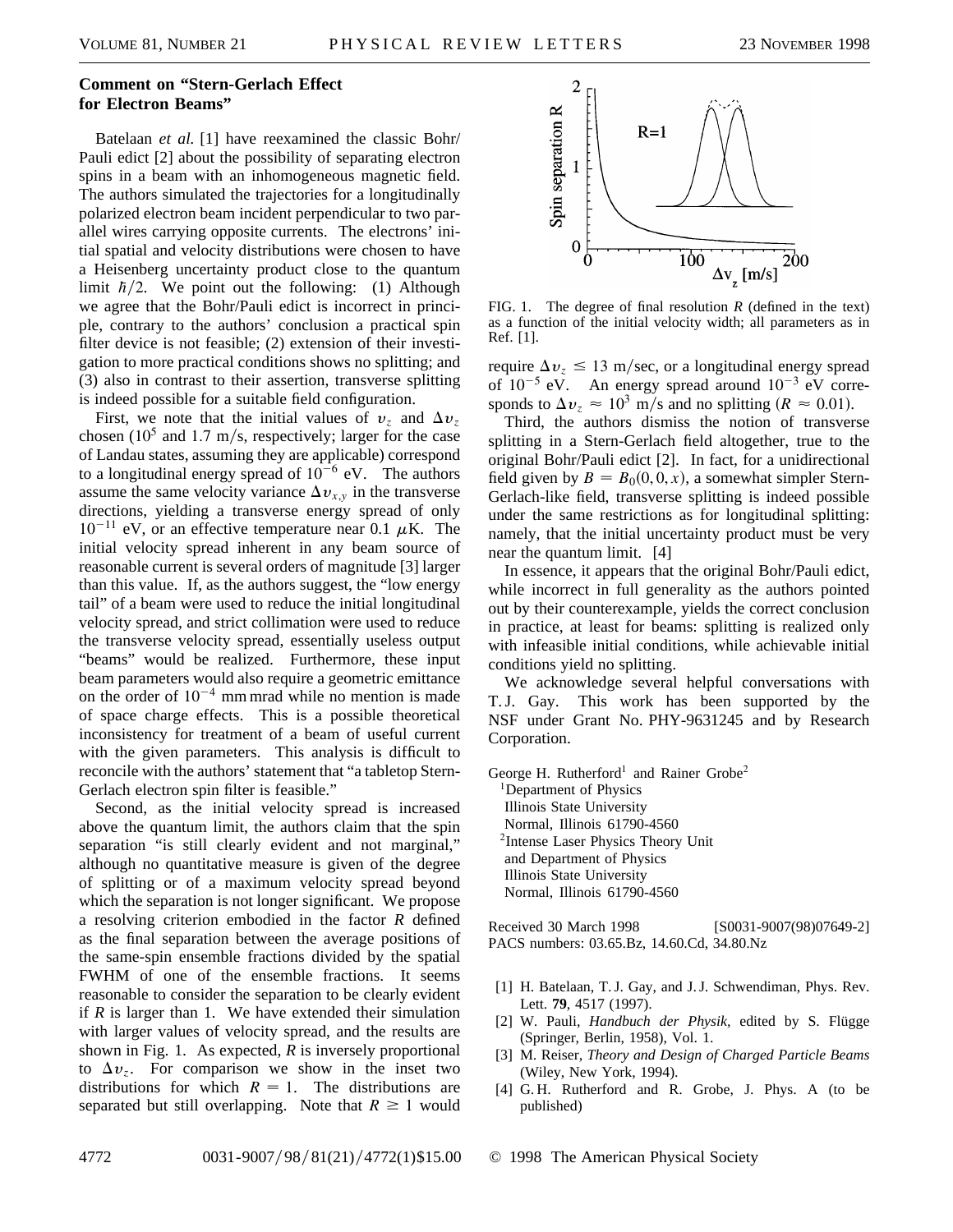## Comment on "Stern-Gerlach Effect for Electron Beams"

Batelaan *et al.* [1] have reexamined the classic Bohr/Pauli edict [2] about the possibility of separating electron spins in a beam with an inhomogeneous magnetic field. The authors simulated the trajectories for a longitudinally polarized electron beam incident perpendicular to two parallel wires carrying opposite currents. The electrons' initial spatial and velocity distributions were chosen to have a Heisenberg uncertainty product close to the quantum limit $\hbar/2$. We point out the following: (1) Although we agree that the Bohr/Pauli edict is incorrect in principle, contrary to the authors' conclusion a practical spin filter device is not feasible; (2) extension of their investigation to more practical conditions shows no splitting; and (3) also in contrast to their assertion, transverse splitting is indeed possible for a suitable field configuration.

First, we note that the initial values of $v_z$ and $\Delta v_z$ chosen ($10^5$ and 1.7 m/s, respectively; larger for the case of Landau states, assuming they are applicable) correspond to a longitudinal energy spread of $10^{-6}$ eV. The authors assume the same velocity variance $\Delta v_{x,y}$ in the transverse directions, yielding a transverse energy spread of only $10^{-11}$ eV, or an effective temperature near 0.1 $\mu$K. The initial velocity spread inherent in any beam source of reasonable current is several orders of magnitude [3] larger than this value. If, as the authors suggest, the "low energy tail" of a beam were used to reduce the initial longitudinal velocity spread, and strict collimation were used to reduce the transverse velocity spread, essentially useless output "beams" would be realized. Furthermore, these input beam parameters would also require a geometric emittance on the order of $10^{-4}$ mm mrad while no mention is made of space charge effects. This is a possible theoretical inconsistency for treatment of a beam of useful current with the given parameters. This analysis is difficult to reconcile with the authors' statement that "a tabletop Stern-Gerlach electron spin filter is feasible."

Second, as the initial velocity spread is increased above the quantum limit, the authors claim that the spin separation "is still clearly evident and not marginal," although no quantitative measure is given of the degree of splitting or of a maximum velocity spread beyond which the separation is not longer significant. We propose a resolving criterion embodied in the factor $R$ defined as the final separation between the average positions of the same-spin ensemble fractions divided by the spatial FWHM of one of the ensemble fractions. It seems reasonable to consider the separation to be clearly evident if $R$ is larger than 1. We have extended their simulation with larger values of velocity spread, and the results are shown in Fig. 1. As expected, $R$ is inversely proportional to $\Delta v_z$. For comparison we show in the inset two distributions for which $R = 1$. The distributions are separated but still overlapping. Note that $R \geq 1$ would require $\Delta v_z \leq 13$ m/sec, or a longitudinal energy spread of $10^{-5}$ eV. An energy spread around $10^{-3}$ eV corresponds to $\Delta v_z \approx 10^3$ m/s and no splitting ($R \approx 0.01$).

Spin separation R

R=1

2
1
0

0
100
200

$\Delta v_z$ [m/s]

FIG. 1. The degree of final resolution $R$ (defined in the text) as a function of the initial velocity width; all parameters as in Ref. [1].

Third, the authors dismiss the notion of transverse splitting in a Stern-Gerlach field altogether, true to the original Bohr/Pauli edict [2]. In fact, for a unidirectional field given by $B = B_0(0, 0, x)$, a somewhat simpler Stern-Gerlach-like field, transverse splitting is indeed possible under the same restrictions as for longitudinal splitting: namely, that the initial uncertainty product must be very near the quantum limit. [4]

In essence, it appears that the original Bohr/Pauli edict, while incorrect in full generality as the authors pointed out by their counterexample, yields the correct conclusion in practice, at least for beams: splitting is realized only with infeasible initial conditions, while achievable initial conditions yield no splitting.

We acknowledge several helpful conversations with T. J. Gay. This work has been supported by the NSF under Grant No. PHY-9631245 and by Research Corporation.

George H. Rutherford[1] and Rainer Grobe[2]

[1]Department of Physics
Illinois State University
Normal, Illinois 61790-4560

[2]Intense Laser Physics Theory Unit
and Department of Physics
Illinois State University
Normal, Illinois 61790-4560

Received 30 March 1998 [S0031-9007(98)07649-2]
PACS numbers: 03.65.Bz, 14.60.Cd, 34.80.Nz

[1] H. Batelaan, T. J. Gay, and J. J. Schwendiman, Phys. Rev. Lett. **79**, 4517 (1997).

[2] W. Pauli, *Handbuch der Physik*, edited by S. Flügge (Springer, Berlin, 1958), Vol. 1.

[3] M. Reiser, *Theory and Design of Charged Particle Beams* (Wiley, New York, 1994).

[4] G. H. Rutherford and R. Grobe, J. Phys. A (to be published)